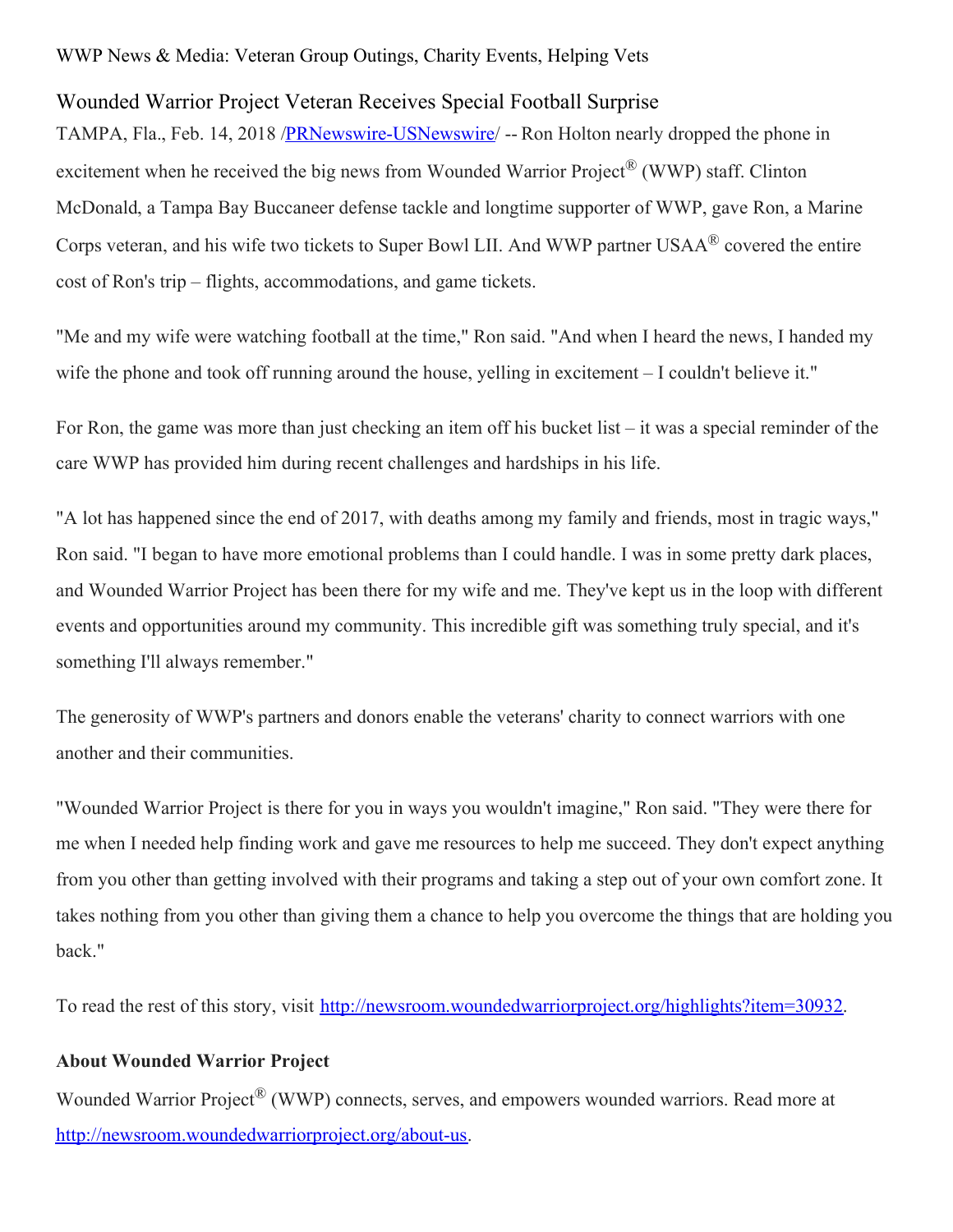WWP News & Media: Veteran Group Outings, Charity Events, Helping Vets

# Wounded Warrior Project Veteran Receives Special Football Surprise

TAMPA, Fla., Feb. 14, 2018 /[PRNewswire-USNewswire](PRNewswire-USNewswire)/ -- Ron Holton nearly dropped the phone in excitement when he received the big news from Wounded Warrior Project® (WWP) staff. Clinton McDonald, a Tampa Bay Buccaneer defense tackle and longtime supporter of WWP, gave Ron, a Marine Corps veteran, and his wife two tickets to Super Bowl LII. And WWP partner USAA® covered the entire cost of Ron's trip – flights, accommodations, and game tickets.

"Me and my wife were watching football at the time," Ron said. "And when I heard the news, I handed my wife the phone and took off running around the house, yelling in excitement – I couldn't believe it."

For Ron, the game was more than just checking an item off his bucket list – it was a special reminder of the care WWP has provided him during recent challenges and hardships in his life.

"A lot has happened since the end of 2017, with deaths among my family and friends, most in tragic ways," Ron said. "I began to have more emotional problems than I could handle. I was in some pretty dark places, and Wounded Warrior Project has been there for my wife and me. They've kept us in the loop with different events and opportunities around my community. This incredible gift was something truly special, and it's something I'll always remember."

The generosity of WWP's partners and donors enable the veterans' charity to connect warriors with one another and their communities.

"Wounded Warrior Project is there for you in ways you wouldn't imagine," Ron said. "They were there for me when I needed help finding work and gave me resources to help me succeed. They don't expect anything from you other than getting involved with their programs and taking a step out of your own comfort zone. It takes nothing from you other than giving them a chance to help you overcome the things that are holding you back."

To read the rest of this story, visit [http://newsroom.woundedwarriorproject.org/highlights?item=30932](http://newsroom.woundedwarriorproject.org/highlights?item=30932).

**About Wounded Warrior Project**

Wounded Warrior Project® (WWP) connects, serves, and empowers wounded warriors. Read more at [http://newsroom.woundedwarriorproject.org/about-us](http://newsroom.woundedwarriorproject.org/about-us).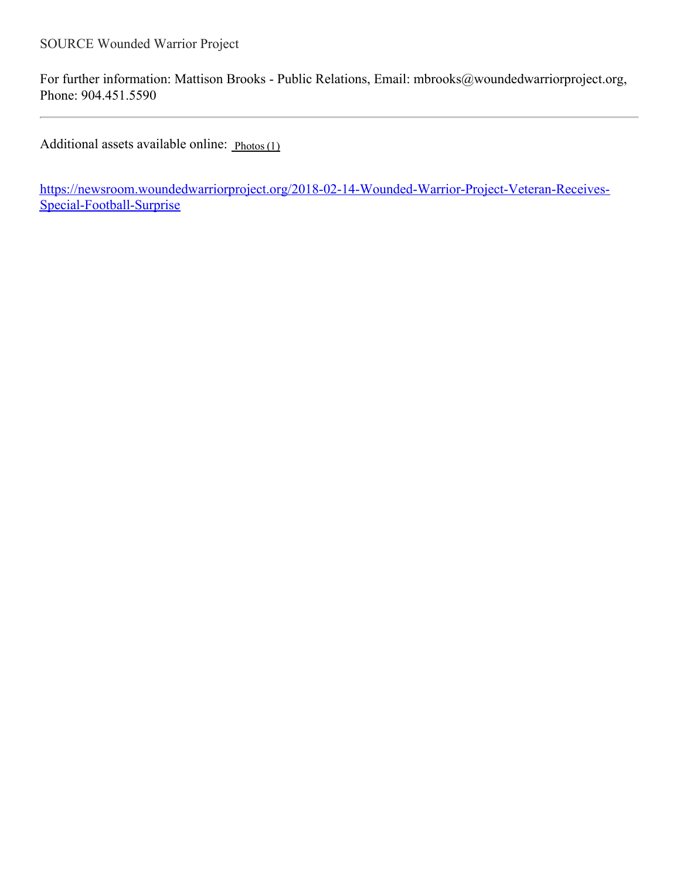SOURCE Wounded Warrior Project

For further information: Mattison Brooks - Public Relations, Email: mbrooks@woundedwarriorproject.org, Phone: 904.451.5590

---

Additional assets available online: Photos (1)

https://newsroom.woundedwarriorproject.org/2018-02-14-Wounded-Warrior-Project-Veteran-Receives-Special-Football-Surprise